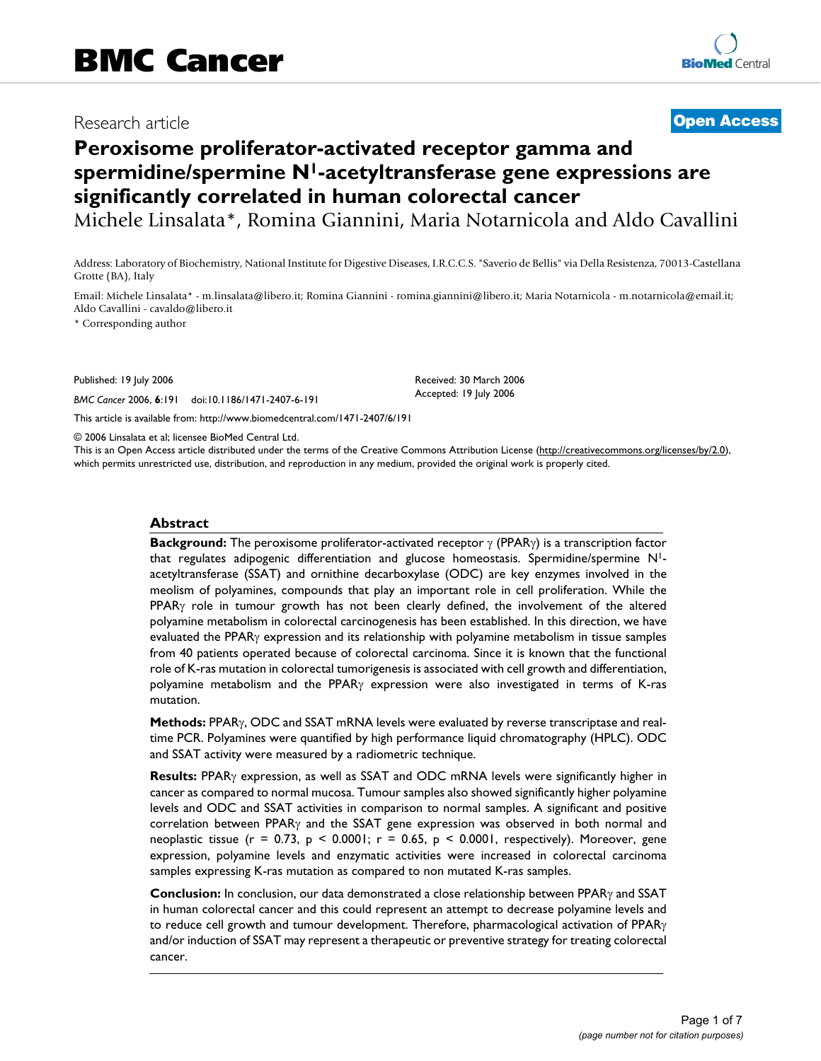# BMC Cancer

Research article

**Open Access**

# Peroxisome proliferator-activated receptor gamma and spermidine/spermine N[1]-acetyltransferase gene expressions are significantly correlated in human colorectal cancer

Michele Linsalata*, Romina Giannini, Maria Notarnicola and Aldo Cavallini

Address: Laboratory of Biochemistry, National Institute for Digestive Diseases, I.R.C.C.S. "Saverio de Bellis" via Della Resistenza, 70013-Castellana Grotte (BA), Italy

Email: Michele Linsalata* - m.linsalata@libero.it; Romina Giannini - romina.giannini@libero.it; Maria Notarnicola - m.notarnicola@email.it; Aldo Cavallini - cavaldo@libero.it

\* Corresponding author

Published: 19 July 2006

*BMC Cancer* 2006, **6**:191 doi:10.1186/1471-2407-6-191

Received: 30 March 2006

Accepted: 19 July 2006

This article is available from: http://www.biomedcentral.com/1471-2407/6/191

© 2006 Linsalata et al; licensee BioMed Central Ltd.

This is an Open Access article distributed under the terms of the Creative Commons Attribution License (http://creativecommons.org/licenses/by/2.0), which permits unrestricted use, distribution, and reproduction in any medium, provided the original work is properly cited.

## Abstract

**Background:** The peroxisome proliferator-activated receptor γ (PPARγ) is a transcription factor that regulates adipogenic differentiation and glucose homeostasis. Spermidine/spermine N[1]-acetyltransferase (SSAT) and ornithine decarboxylase (ODC) are key enzymes involved in the meolism of polyamines, compounds that play an important role in cell proliferation. While the PPARγ role in tumour growth has not been clearly defined, the involvement of the altered polyamine metabolism in colorectal carcinogenesis has been established. In this direction, we have evaluated the PPARγ expression and its relationship with polyamine metabolism in tissue samples from 40 patients operated because of colorectal carcinoma. Since it is known that the functional role of K-ras mutation in colorectal tumorigenesis is associated with cell growth and differentiation, polyamine metabolism and the PPARγ expression were also investigated in terms of K-ras mutation.

**Methods:** PPARγ, ODC and SSAT mRNA levels were evaluated by reverse transcriptase and real-time PCR. Polyamines were quantified by high performance liquid chromatography (HPLC). ODC and SSAT activity were measured by a radiometric technique.

**Results:** PPARγ expression, as well as SSAT and ODC mRNA levels were significantly higher in cancer as compared to normal mucosa. Tumour samples also showed significantly higher polyamine levels and ODC and SSAT activities in comparison to normal samples. A significant and positive correlation between PPARγ and the SSAT gene expression was observed in both normal and neoplastic tissue ($r = 0.73$, $p < 0.0001$; $r = 0.65$, $p < 0.0001$, respectively). Moreover, gene expression, polyamine levels and enzymatic activities were increased in colorectal carcinoma samples expressing K-ras mutation as compared to non mutated K-ras samples.

**Conclusion:** In conclusion, our data demonstrated a close relationship between PPARγ and SSAT in human colorectal cancer and this could represent an attempt to decrease polyamine levels and to reduce cell growth and tumour development. Therefore, pharmacological activation of PPARγ and/or induction of SSAT may represent a therapeutic or preventive strategy for treating colorectal cancer.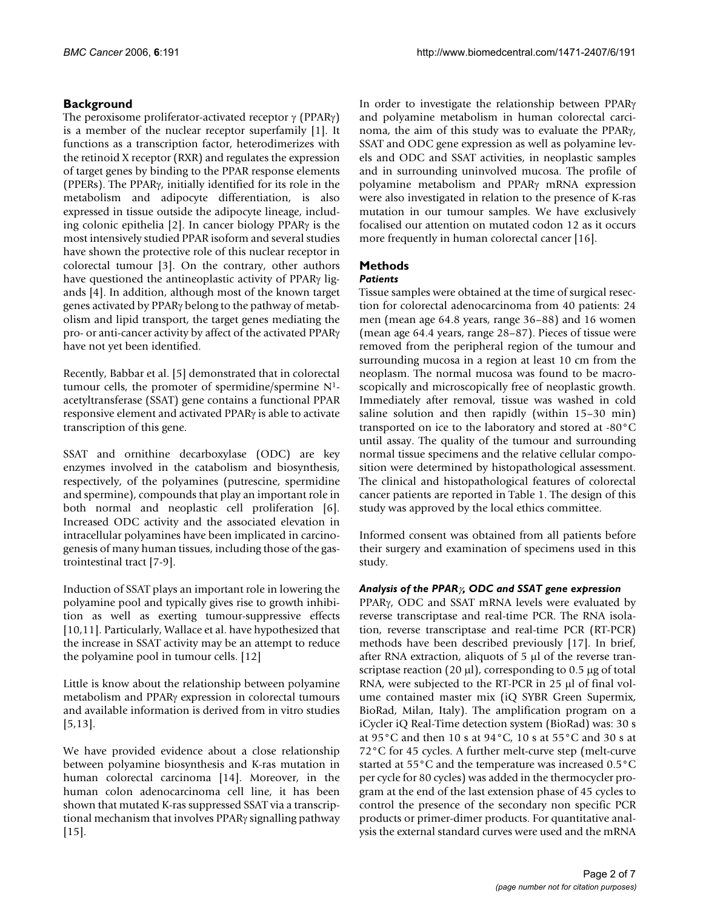## Background

The peroxisome proliferator-activated receptor γ (PPARγ) is a member of the nuclear receptor superfamily [1]. It functions as a transcription factor, heterodimerizes with the retinoid X receptor (RXR) and regulates the expression of target genes by binding to the PPAR response elements (PPERs). The PPARγ, initially identified for its role in the metabolism and adipocyte differentiation, is also expressed in tissue outside the adipocyte lineage, including colonic epithelia [2]. In cancer biology PPARγ is the most intensively studied PPAR isoform and several studies have shown the protective role of this nuclear receptor in colorectal tumour [3]. On the contrary, other authors have questioned the antineoplastic activity of PPARγ ligands [4]. In addition, although most of the known target genes activated by PPARγ belong to the pathway of metabolism and lipid transport, the target genes mediating the pro- or anti-cancer activity by affect of the activated PPARγ have not yet been identified.

Recently, Babbar et al. [5] demonstrated that in colorectal tumour cells, the promoter of spermidine/spermine $N^1$-acetyltransferase (SSAT) gene contains a functional PPAR responsive element and activated PPARγ is able to activate transcription of this gene.

SSAT and ornithine decarboxylase (ODC) are key enzymes involved in the catabolism and biosynthesis, respectively, of the polyamines (putrescine, spermidine and spermine), compounds that play an important role in both normal and neoplastic cell proliferation [6]. Increased ODC activity and the associated elevation in intracellular polyamines have been implicated in carcinogenesis of many human tissues, including those of the gastrointestinal tract [7-9].

Induction of SSAT plays an important role in lowering the polyamine pool and typically gives rise to growth inhibition as well as exerting tumour-suppressive effects [10,11]. Particularly, Wallace et al. have hypothesized that the increase in SSAT activity may be an attempt to reduce the polyamine pool in tumour cells. [12]

Little is know about the relationship between polyamine metabolism and PPARγ expression in colorectal tumours and available information is derived from in vitro studies [5,13].

We have provided evidence about a close relationship between polyamine biosynthesis and K-ras mutation in human colorectal carcinoma [14]. Moreover, in the human colon adenocarcinoma cell line, it has been shown that mutated K-ras suppressed SSAT via a transcriptional mechanism that involves PPARγ signalling pathway [15].

In order to investigate the relationship between PPARγ and polyamine metabolism in human colorectal carcinoma, the aim of this study was to evaluate the PPARγ, SSAT and ODC gene expression as well as polyamine levels and ODC and SSAT activities, in neoplastic samples and in surrounding uninvolved mucosa. The profile of polyamine metabolism and PPARγ mRNA expression were also investigated in relation to the presence of K-ras mutation in our tumour samples. We have exclusively focalised our attention on mutated codon 12 as it occurs more frequently in human colorectal cancer [16].

## Methods

### *Patients*

Tissue samples were obtained at the time of surgical resection for colorectal adenocarcinoma from 40 patients: 24 men (mean age 64.8 years, range 36–88) and 16 women (mean age 64.4 years, range 28–87). Pieces of tissue were removed from the peripheral region of the tumour and surrounding mucosa in a region at least 10 cm from the neoplasm. The normal mucosa was found to be macroscopically and microscopically free of neoplastic growth. Immediately after removal, tissue was washed in cold saline solution and then rapidly (within 15–30 min) transported on ice to the laboratory and stored at -80°C until assay. The quality of the tumour and surrounding normal tissue specimens and the relative cellular composition were determined by histopathological assessment. The clinical and histopathological features of colorectal cancer patients are reported in Table 1. The design of this study was approved by the local ethics committee.

Informed consent was obtained from all patients before their surgery and examination of specimens used in this study.

### *Analysis of the PPARγ, ODC and SSAT gene expression*

PPARγ, ODC and SSAT mRNA levels were evaluated by reverse transcriptase and real-time PCR. The RNA isolation, reverse transcriptase and real-time PCR (RT-PCR) methods have been described previously [17]. In brief, after RNA extraction, aliquots of 5 μl of the reverse transcriptase reaction (20 μl), corresponding to 0.5 μg of total RNA, were subjected to the RT-PCR in 25 μl of final volume contained master mix (iQ SYBR Green Supermix, BioRad, Milan, Italy). The amplification program on a iCycler iQ Real-Time detection system (BioRad) was: 30 s at 95°C and then 10 s at 94°C, 10 s at 55°C and 30 s at 72°C for 45 cycles. A further melt-curve step (melt-curve started at 55°C and the temperature was increased 0.5°C per cycle for 80 cycles) was added in the thermocycler program at the end of the last extension phase of 45 cycles to control the presence of the secondary non specific PCR products or primer-dimer products. For quantitative analysis the external standard curves were used and the mRNA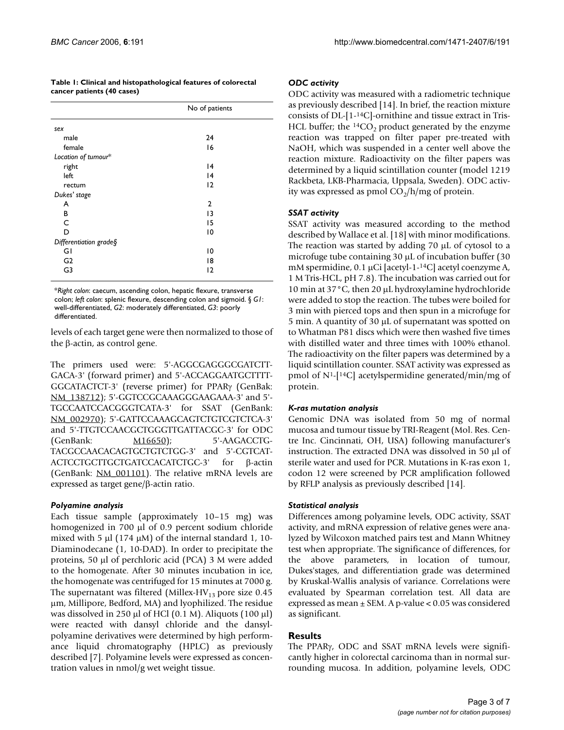**Table 1: Clinical and histopathological features of colorectal cancer patients (40 cases)**

| | No of patients |
|---|---|
| *sex* | |
| male | 24 |
| female | 16 |
| *Location of tumour\** | |
| right | 14 |
| left | 14 |
| rectum | 12 |
| *Dukes' stage* | |
| A | 2 |
| B | 13 |
| C | 15 |
| D | 10 |
| *Differentiation grade§* | |
| G1 | 10 |
| G2 | 18 |
| G3 | 12 |

\**Right colon*: caecum, ascending colon, hepatic flexure, transverse colon; *left colon*: splenic flexure, descending colon and sigmoid. § *G1*: well-differentiated, *G2*: moderately differentiated, *G3*: poorly differentiated.

levels of each target gene were then normalized to those of the β-actin, as control gene.

The primers used were: 5'-AGGCGAGGGCGATCTTGACA-3' (forward primer) and 5'-ACCAGGAATGCTTTTGGCATACTCT-3' (reverse primer) for PPARγ (GenBak: NM_138712); 5'-GGTCCGCAAAGGGAAGAAA-3' and 5'-TGCCAATCCACGGGTCATA-3' for SSAT (GenBank: NM_002970); 5'-GATTCCAAAGCAGTCTGTCGTCTCA-3' and 5'-TTGTCCAACGCTGGGTTGATTACGC-3' for ODC (GenBank: M16650); 5'-AAGACCTGTACGCCAACACAGTGCTGTCTGG-3' and 5'-CGTCATACTCCTGCTTGCTGATCCACATCTGC-3' for β-actin (GenBank: NM_001101). The relative mRNA levels are expressed as target gene/β-actin ratio.

### *Polyamine analysis*

Each tissue sample (approximately 10–15 mg) was homogenized in 700 μl of 0.9 percent sodium chloride mixed with 5 μl (174 μM) of the internal standard 1, 10-Diaminodecane (1, 10-DAD). In order to precipitate the proteins, 50 μl of perchloric acid (PCA) 3 M were added to the homogenate. After 30 minutes incubation in ice, the homogenate was centrifuged for 15 minutes at 7000 g. The supernatant was filtered (Millex-$HV_{13}$ pore size 0.45 μm, Millipore, Bedford, MA) and lyophilized. The residue was dissolved in 250 μl of HCl (0.1 M). Aliquots (100 μl) were reacted with dansyl chloride and the dansyl-polyamine derivatives were determined by high performance liquid chromatography (HPLC) as previously described [7]. Polyamine levels were expressed as concentration values in nmol/g wet weight tissue.

### *ODC activity*

ODC activity was measured with a radiometric technique as previously described [14]. In brief, the reaction mixture consists of DL-[1-$^{14}$C]-ornithine and tissue extract in Tris-HCL buffer; the $^{14}CO_2$ product generated by the enzyme reaction was trapped on filter paper pre-treated with NaOH, which was suspended in a center well above the reaction mixture. Radioactivity on the filter papers was determined by a liquid scintillation counter (model 1219 Rackbeta, LKB-Pharmacia, Uppsala, Sweden). ODC activity was expressed as pmol $CO_2$/h/mg of protein.

### *SSAT activity*

SSAT activity was measured according to the method described by Wallace et al. [18] with minor modifications. The reaction was started by adding 70 μL of cytosol to a microfuge tube containing 30 μL of incubation buffer (30 mM spermidine, 0.1 μCi [acetyl-1-$^{14}$C] acetyl coenzyme A, 1 M Tris-HCL, pH 7.8). The incubation was carried out for 10 min at 37°C, then 20 μL hydroxylamine hydrochloride were added to stop the reaction. The tubes were boiled for 3 min with pierced tops and then spun in a microfuge for 5 min. A quantity of 30 μL of supernatant was spotted on to Whatman P81 discs which were then washed five times with distilled water and three times with 100% ethanol. The radioactivity on the filter papers was determined by a liquid scintillation counter. SSAT activity was expressed as pmol of $N^1$-[$^{14}$C] acetylspermidine generated/min/mg of protein.

### *K-ras mutation analysis*

Genomic DNA was isolated from 50 mg of normal mucosa and tumour tissue by TRI-Reagent (Mol. Res. Centre Inc. Cincinnati, OH, USA) following manufacturer's instruction. The extracted DNA was dissolved in 50 μl of sterile water and used for PCR. Mutations in K-ras exon 1, codon 12 were screened by PCR amplification followed by RFLP analysis as previously described [14].

### *Statistical analysis*

Differences among polyamine levels, ODC activity, SSAT activity, and mRNA expression of relative genes were analyzed by Wilcoxon matched pairs test and Mann Whitney test when appropriate. The significance of differences, for the above parameters, in location of tumour, Dukes'stages, and differentiation grade was determined by Kruskal-Wallis analysis of variance. Correlations were evaluated by Spearman correlation test. All data are expressed as mean ± SEM. A p-value < 0.05 was considered as significant.

## Results

The PPARγ, ODC and SSAT mRNA levels were significantly higher in colorectal carcinoma than in normal surrounding mucosa. In addition, polyamine levels, ODC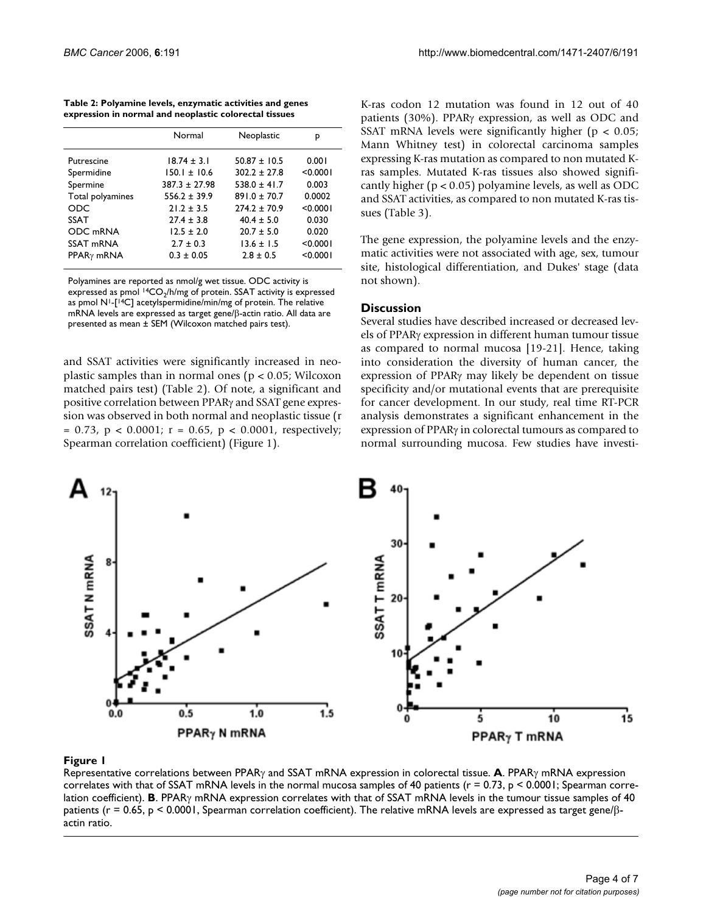**Table 2: Polyamine levels, enzymatic activities and genes expression in normal and neoplastic colorectal tissues**

| | Normal | Neoplastic | P |
|---|---|---|---|
| Putrescine | 18.74 ± 3.1 | 50.87 ± 10.5 | 0.001 |
| Spermidine | 150.1 ± 10.6 | 302.2 ± 27.8 | <0.0001 |
| Spermine | 387.3 ± 27.98 | 538.0 ± 41.7 | 0.003 |
| Total polyamines | 556.2 ± 39.9 | 891.0 ± 70.7 | 0.0002 |
| ODC | 21.2 ± 3.5 | 274.2 ± 70.9 | <0.0001 |
| SSAT | 27.4 ± 3.8 | 40.4 ± 5.0 | 0.030 |
| ODC mRNA | 12.5 ± 2.0 | 20.7 ± 5.0 | 0.020 |
| SSAT mRNA | 2.7 ± 0.3 | 13.6 ± 1.5 | <0.0001 |
| PPARγ mRNA | 0.3 ± 0.05 | 2.8 ± 0.5 | <0.0001 |

Polyamines are reported as nmol/g wet tissue. ODC activity is expressed as pmol $^{14}CO_2$/h/mg of protein. SSAT activity is expressed as pmol N1-[14C] acetylspermidine/min/mg of protein. The relative mRNA levels are expressed as target gene/β-actin ratio. All data are presented as mean ± SEM (Wilcoxon matched pairs test).

and SSAT activities were significantly increased in neoplastic samples than in normal ones ($p < 0.05$; Wilcoxon matched pairs test) (Table 2). Of note, a significant and positive correlation between PPARγ and SSAT gene expression was observed in both normal and neoplastic tissue ($r = 0.73$, $p < 0.0001$; $r = 0.65$, $p < 0.0001$, respectively; Spearman correlation coefficient) (Figure 1).

K-ras codon 12 mutation was found in 12 out of 40 patients (30%). PPARγ expression, as well as ODC and SSAT mRNA levels were significantly higher ($p < 0.05$; Mann Whitney test) in colorectal carcinoma samples expressing K-ras mutation as compared to non mutated K-ras samples. Mutated K-ras tissues also showed significantly higher ($p < 0.05$) polyamine levels, as well as ODC and SSAT activities, as compared to non mutated K-ras tissues (Table 3).

The gene expression, the polyamine levels and the enzymatic activities were not associated with age, sex, tumour site, histological differentiation, and Dukes' stage (data not shown).

## Discussion

Several studies have described increased or decreased levels of PPARγ expression in different human tumour tissue as compared to normal mucosa [19-21]. Hence, taking into consideration the diversity of human cancer, the expression of PPARγ may likely be dependent on tissue specificity and/or mutational events that are prerequisite for cancer development. In our study, real time RT-PCR analysis demonstrates a significant enhancement in the expression of PPARγ in colorectal tumours as compared to normal surrounding mucosa. Few studies have investi-

**Figure 1**

Representative correlations between PPARγ and SSAT mRNA expression in colorectal tissue. **A**. PPARγ mRNA expression correlates with that of SSAT mRNA levels in the normal mucosa samples of 40 patients ($r = 0.73$, $p < 0.0001$; Spearman correlation coefficient). **B**. PPARγ mRNA expression correlates with that of SSAT mRNA levels in the tumour tissue samples of 40 patients ($r = 0.65$, $p < 0.0001$, Spearman correlation coefficient). The relative mRNA levels are expressed as target gene/β-actin ratio.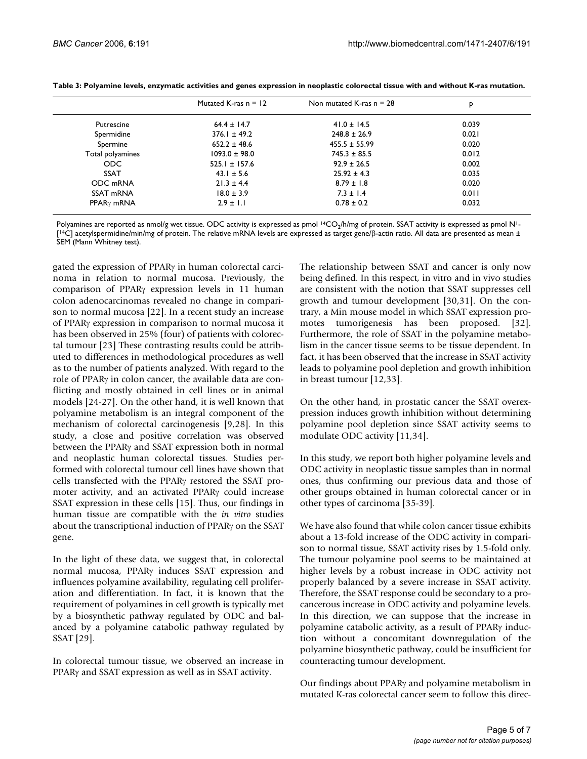**Table 3: Polyamine levels, enzymatic activities and genes expression in neoplastic colorectal tissue with and without K-ras mutation.**

| | Mutated K-ras n = 12 | Non mutated K-ras n = 28 | p |
|---|---|---|---|
| Putrescine | 64.4 ± 14.7 | 41.0 ± 14.5 | 0.039 |
| Spermidine | 376.1 ± 49.2 | 248.8 ± 26.9 | 0.021 |
| Spermine | 652.2 ± 48.6 | 455.5 ± 55.99 | 0.020 |
| Total polyamines | 1093.0 ± 98.0 | 745.3 ± 85.5 | 0.012 |
| ODC | 525.1 ± 157.6 | 92.9 ± 26.5 | 0.002 |
| SSAT | 43.1 ± 5.6 | 25.92 ± 4.3 | 0.035 |
| ODC mRNA | 21.3 ± 4.4 | 8.79 ± 1.8 | 0.020 |
| SSAT mRNA | 18.0 ± 3.9 | 7.3 ± 1.4 | 0.011 |
| PPARγ mRNA | 2.9 ± 1.1 | 0.78 ± 0.2 | 0.032 |

Polyamines are reported as nmol/g wet tissue. ODC activity is expressed as pmol $^{14}CO_2$/h/mg of protein. SSAT activity is expressed as pmol N1-[$^{14}C$] acetylspermidine/min/mg of protein. The relative mRNA levels are expressed as target gene/β-actin ratio. All data are presented as mean ± SEM (Mann Whitney test).

gated the expression of PPARγ in human colorectal carcinoma in relation to normal mucosa. Previously, the comparison of PPARγ expression levels in 11 human colon adenocarcinomas revealed no change in comparison to normal mucosa [22]. In a recent study an increase of PPARγ expression in comparison to normal mucosa it has been observed in 25% (four) of patients with colorectal tumour [23] These contrasting results could be attributed to differences in methodological procedures as well as to the number of patients analyzed. With regard to the role of PPARγ in colon cancer, the available data are conflicting and mostly obtained in cell lines or in animal models [24-27]. On the other hand, it is well known that polyamine metabolism is an integral component of the mechanism of colorectal carcinogenesis [9,28]. In this study, a close and positive correlation was observed between the PPARγ and SSAT expression both in normal and neoplastic human colorectal tissues. Studies performed with colorectal tumour cell lines have shown that cells transfected with the PPARγ restored the SSAT promoter activity, and an activated PPARγ could increase SSAT expression in these cells [15]. Thus, our findings in human tissue are compatible with the *in vitro* studies about the transcriptional induction of PPARγ on the SSAT gene.

In the light of these data, we suggest that, in colorectal normal mucosa, PPARγ induces SSAT expression and influences polyamine availability, regulating cell proliferation and differentiation. In fact, it is known that the requirement of polyamines in cell growth is typically met by a biosynthetic pathway regulated by ODC and balanced by a polyamine catabolic pathway regulated by SSAT [29].

In colorectal tumour tissue, we observed an increase in PPARγ and SSAT expression as well as in SSAT activity.

The relationship between SSAT and cancer is only now being defined. In this respect, in vitro and in vivo studies are consistent with the notion that SSAT suppresses cell growth and tumour development [30,31]. On the contrary, a Min mouse model in which SSAT expression promotes tumorigenesis has been proposed. [32]. Furthermore, the role of SSAT in the polyamine metabolism in the cancer tissue seems to be tissue dependent. In fact, it has been observed that the increase in SSAT activity leads to polyamine pool depletion and growth inhibition in breast tumour [12,33].

On the other hand, in prostatic cancer the SSAT overexpression induces growth inhibition without determining polyamine pool depletion since SSAT activity seems to modulate ODC activity [11,34].

In this study, we report both higher polyamine levels and ODC activity in neoplastic tissue samples than in normal ones, thus confirming our previous data and those of other groups obtained in human colorectal cancer or in other types of carcinoma [35-39].

We have also found that while colon cancer tissue exhibits about a 13-fold increase of the ODC activity in comparison to normal tissue, SSAT activity rises by 1.5-fold only. The tumour polyamine pool seems to be maintained at higher levels by a robust increase in ODC activity not properly balanced by a severe increase in SSAT activity. Therefore, the SSAT response could be secondary to a procancerous increase in ODC activity and polyamine levels. In this direction, we can suppose that the increase in polyamine catabolic activity, as a result of PPARγ induction without a concomitant downregulation of the polyamine biosynthetic pathway, could be insufficient for counteracting tumour development.

Our findings about PPARγ and polyamine metabolism in mutated K-ras colorectal cancer seem to follow this direc-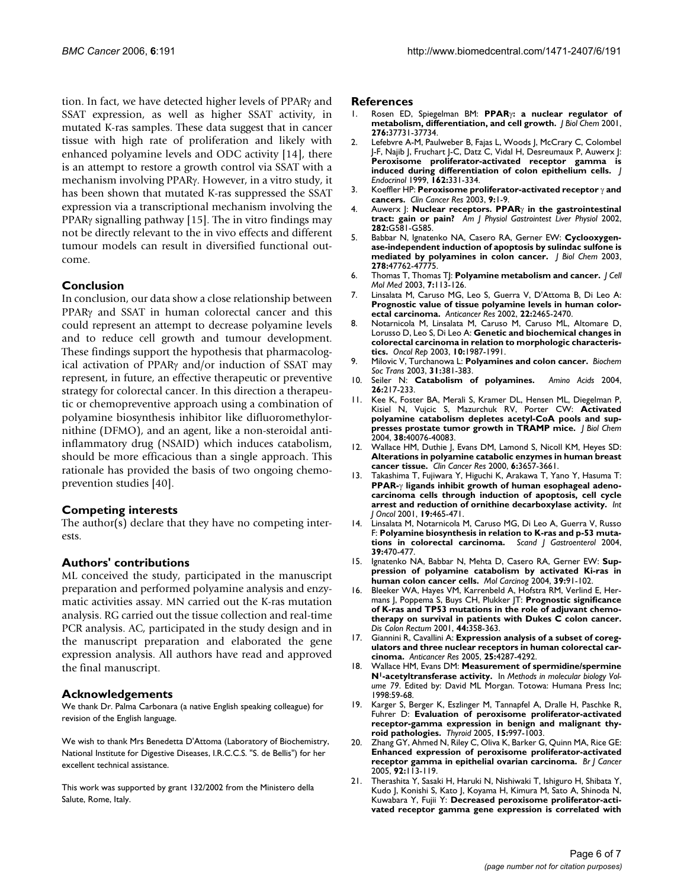tion. In fact, we have detected higher levels of PPARγ and SSAT expression, as well as higher SSAT activity, in mutated K-ras samples. These data suggest that in cancer tissue with high rate of proliferation and likely with enhanced polyamine levels and ODC activity [14], there is an attempt to restore a growth control via SSAT with a mechanism involving PPARγ. However, in a vitro study, it has been shown that mutated K-ras suppressed the SSAT expression via a transcriptional mechanism involving the PPARγ signalling pathway [15]. The in vitro findings may not be directly relevant to the in vivo effects and different tumour models can result in diversified functional outcome.

## Conclusion

In conclusion, our data show a close relationship between PPARγ and SSAT in human colorectal cancer and this could represent an attempt to decrease polyamine levels and to reduce cell growth and tumour development. These findings support the hypothesis that pharmacological activation of PPARγ and/or induction of SSAT may represent, in future, an effective therapeutic or preventive strategy for colorectal cancer. In this direction a therapeutic or chemopreventive approach using a combination of polyamine biosynthesis inhibitor like difluoromethylornithine (DFMO), and an agent, like a non-steroidal anti-inflammatory drug (NSAID) which induces catabolism, should be more efficacious than a single approach. This rationale has provided the basis of two ongoing chemoprevention studies [40].

## Competing interests

The author(s) declare that they have no competing interests.

## Authors' contributions

ML conceived the study, participated in the manuscript preparation and performed polyamine analysis and enzymatic activities assay. MN carried out the K-ras mutation analysis. RG carried out the tissue collection and real-time PCR analysis. AC, participated in the study design and in the manuscript preparation and elaborated the gene expression analysis. All authors have read and approved the final manuscript.

## Acknowledgements

We thank Dr. Palma Carbonara (a native English speaking colleague) for revision of the English language.

We wish to thank Mrs Benedetta D'Attoma (Laboratory of Biochemistry, National Institute for Digestive Diseases, I.R.C.C.S. "S. de Bellis") for her excellent technical assistance.

This work was supported by grant 132/2002 from the Ministero della Salute, Rome, Italy.

## References

1. Rosen ED, Spiegelman BM: **PPARγ: a nuclear regulator of metabolism, differentiation, and cell growth.** *J Biol Chem* 2001, **276:**37731-37734.
2. Lefebvre A-M, Paulweber B, Fajas L, Woods J, McCrary C, Colombel J-F, Najib J, Fruchart J-C, Datz C, Vidal H, Desreumaux P, Auwerx J: **Peroxisome proliferator-activated receptor gamma is induced during differentiation of colon epithelium cells.** *J Endocrinol* 1999, **162:**331-334.
3. Koeffler HP: **Peroxisome proliferator-activated receptor γ and cancers.** *Clin Cancer Res* 2003, **9:**1-9.
4. Auwerx J: **Nuclear receptors. PPARγ in the gastrointestinal tract: gain or pain?** *Am J Physiol Gastrointest Liver Physiol* 2002, **282:**G581-G585.
5. Babbar N, Ignatenko NA, Casero RA, Gerner EW: **Cyclooxygenase-independent induction of apoptosis by sulindac sulfone is mediated by polyamines in colon cancer.** *J Biol Chem* 2003, **278:**47762-47775.
6. Thomas T, Thomas TJ: **Polyamine metabolism and cancer.** *J Cell Mol Med* 2003, **7:**113-126.
7. Linsalata M, Caruso MG, Leo S, Guerra V, D'Attoma B, Di Leo A: **Prognostic value of tissue polyamine levels in human colorectal carcinoma.** *Anticancer Res* 2002, **22:**2465-2470.
8. Notarnicola M, Linsalata M, Caruso M, Caruso ML, Altomare D, Lorusso D, Leo S, Di Leo A: **Genetic and biochemical changes in colorectal carcinoma in relation to morphologic characteristics.** *Oncol Rep* 2003, **10:**1987-1991.
9. Milovic V, Turchanowa L: **Polyamines and colon cancer.** *Biochem Soc Trans* 2003, **31:**381-383.
10. Seiler N: **Catabolism of polyamines.** *Amino Acids* 2004, **26:**217-233.
11. Kee K, Foster BA, Merali S, Kramer DL, Hensen ML, Diegelman P, Kisiel N, Vujcic S, Mazurchuk RV, Porter CW: **Activated polyamine catabolism depletes acetyl-CoA pools and suppresses prostate tumor growth in TRAMP mice.** *J Biol Chem* 2004, **38:**40076-40083.
12. Wallace HM, Duthie J, Evans DM, Lamond S, Nicoll KM, Heyes SD: **Alterations in polyamine catabolic enzymes in human breast cancer tissue.** *Clin Cancer Res* 2000, **6:**3657-3661.
13. Takashima T, Fujiwara Y, Higuchi K, Arakawa T, Yano Y, Hasuma T: **PPAR-γ ligands inhibit growth of human esophageal adenocarcinoma cells through induction of apoptosis, cell cycle arrest and reduction of ornithine decarboxylase activity.** *Int J Oncol* 2001, **19:**465-471.
14. Linsalata M, Notarnicola M, Caruso MG, Di Leo A, Guerra V, Russo F: **Polyamine biosynthesis in relation to K-ras and p-53 mutations in colorectal carcinoma.** *Scand J Gastroenterol* 2004, **39:**470-477.
15. Ignatenko NA, Babbar N, Mehta D, Casero RA, Gerner EW: **Suppression of polyamine catabolism by activated Ki-ras in human colon cancer cells.** *Mol Carcinog* 2004, **39:**91-102.
16. Bleeker WA, Hayes VM, Karrenbeld A, Hofstra RM, Verlind E, Hermans J, Poppema S, Buys CH, Plukker JT: **Prognostic significance of K-ras and TP53 mutations in the role of adjuvant chemotherapy on survival in patients with Dukes C colon cancer.** *Dis Colon Rectum* 2001, **44:**358-363.
17. Giannini R, Cavallini A: **Expression analysis of a subset of coregulators and three nuclear receptors in human colorectal carcinoma.** *Anticancer Res* 2005, **25:**4287-4292.
18. Wallace HM, Evans DM: **Measurement of spermidine/spermine N1-acetyltransferase activity.** In *Methods in molecular biology Volume 79*. Edited by: David ML Morgan. Totowa: Humana Press Inc; 1998:59-68.
19. Karger S, Berger K, Eszlinger M, Tannapfel A, Dralle H, Paschke R, Fuhrer D: **Evaluation of peroxisome proliferator-activated receptor-gamma expression in benign and malignant thyroid pathologies.** *Thyroid* 2005, **15:**997-1003.
20. Zhang GY, Ahmed N, Riley C, Oliva K, Barker G, Quinn MA, Rice GE: **Enhanced expression of peroxisome proliferator-activated receptor gamma in epithelial ovarian carcinoma.** *Br J Cancer* 2005, **92:**113-119.
21. Therashita Y, Sasaki H, Haruki N, Nishiwaki T, Ishiguro H, Shibata Y, Kudo J, Konishi S, Kato J, Koyama H, Kimura M, Sato A, Shinoda N, Kuwabara Y, Fujii Y: **Decreased peroxisome proliferator-activated receptor gamma gene expression is correlated with**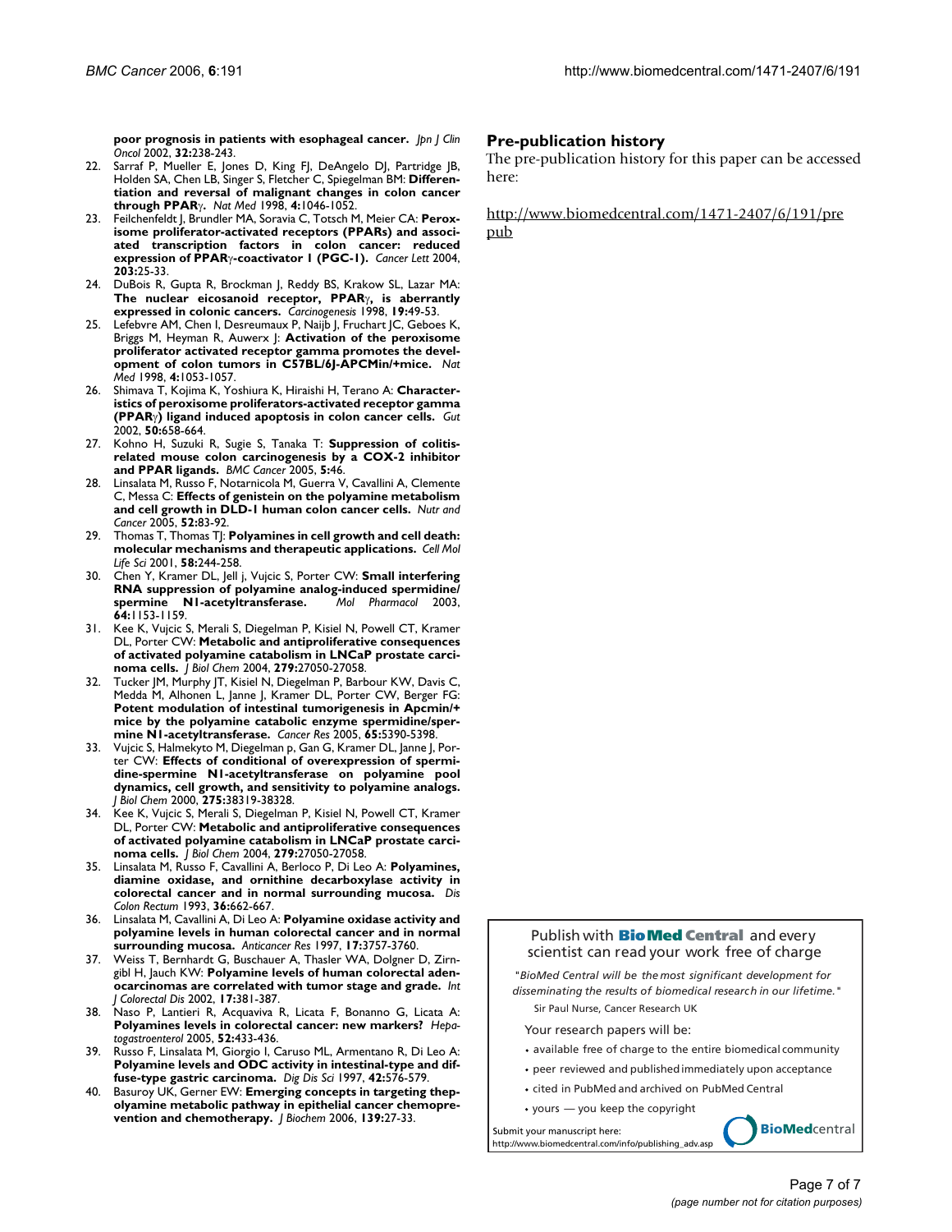poor prognosis in patients with esophageal cancer. *Jpn J Clin Oncol* 2002, **32**:238-243.

22. Sarraf P, Mueller E, Jones D, King FJ, DeAngelo DJ, Partridge JB, Holden SA, Chen LB, Singer S, Fletcher C, Spiegelman BM: **Differentiation and reversal of malignant changes in colon cancer through PPARγ.** *Nat Med* 1998, **4**:1046-1052.
23. Feilchenfeldt J, Brundler MA, Soravia C, Totsch M, Meier CA: **Peroxisome proliferator-activated receptors (PPARs) and associated transcription factors in colon cancer: reduced expression of PPARγ-coactivator 1 (PGC-1).** *Cancer Lett* 2004, **203**:25-33.
24. DuBois R, Gupta R, Brockman J, Reddy BS, Krakow SL, Lazar MA: **The nuclear eicosanoid receptor, PPARγ, is aberrantly expressed in colonic cancers.** *Carcinogenesis* 1998, **19**:49-53.
25. Lefebvre AM, Chen I, Desreumaux P, Naijb J, Fruchart JC, Geboes K, Briggs M, Heyman R, Auwerx J: **Activation of the peroxisome proliferator activated receptor gamma promotes the development of colon tumors in C57BL/6J-APCMin/+mice.** *Nat Med* 1998, **4**:1053-1057.
26. Shimava T, Kojima K, Yoshiura K, Hiraishi H, Terano A: **Characteristics of peroxisome proliferators-activated receptor gamma (PPARγ) ligand induced apoptosis in colon cancer cells.** *Gut* 2002, **50**:658-664.
27. Kohno H, Suzuki R, Sugie S, Tanaka T: **Suppression of colitis-related mouse colon carcinogenesis by a COX-2 inhibitor and PPAR ligands.** *BMC Cancer* 2005, **5**:46.
28. Linsalata M, Russo F, Notarnicola M, Guerra V, Cavallini A, Clemente C, Messa C: **Effects of genistein on the polyamine metabolism and cell growth in DLD-1 human colon cancer cells.** *Nutr and Cancer* 2005, **52**:83-92.
29. Thomas T, Thomas TJ: **Polyamines in cell growth and cell death: molecular mechanisms and therapeutic applications.** *Cell Mol Life Sci* 2001, **58**:244-258.
30. Chen Y, Kramer DL, Jell j, Vujcic S, Porter CW: **Small interfering RNA suppression of polyamine analog-induced spermidine/spermine N1-acetyltransferase.** *Mol Pharmacol* 2003, **64**:1153-1159.
31. Kee K, Vujcic S, Merali S, Diegelman P, Kisiel N, Powell CT, Kramer DL, Porter CW: **Metabolic and antiproliferative consequences of activated polyamine catabolism in LNCaP prostate carcinoma cells.** *J Biol Chem* 2004, **279**:27050-27058.
32. Tucker JM, Murphy JT, Kisiel N, Diegelman P, Barbour KW, Davis C, Medda M, Alhonen L, Janne J, Kramer DL, Porter CW, Berger FG: **Potent modulation of intestinal tumorigenesis in Apcmin/+ mice by the polyamine catabolic enzyme spermidine/spermine N1-acetyltransferase.** *Cancer Res* 2005, **65**:5390-5398.
33. Vujcic S, Halmekyto M, Diegelman p, Gan G, Kramer DL, Janne J, Porter CW: **Effects of conditional of overexpression of spermidine-spermine N1-acetyltransferase on polyamine pool dynamics, cell growth, and sensitivity to polyamine analogs.** *J Biol Chem* 2000, **275**:38319-38328.
34. Kee K, Vujcic S, Merali S, Diegelman P, Kisiel N, Powell CT, Kramer DL, Porter CW: **Metabolic and antiproliferative consequences of activated polyamine catabolism in LNCaP prostate carcinoma cells.** *J Biol Chem* 2004, **279**:27050-27058.
35. Linsalata M, Russo F, Cavallini A, Berloco P, Di Leo A: **Polyamines, diamine oxidase, and ornithine decarboxylase activity in colorectal cancer and in normal surrounding mucosa.** *Dis Colon Rectum* 1993, **36**:662-667.
36. Linsalata M, Cavallini A, Di Leo A: **Polyamine oxidase activity and polyamine levels in human colorectal cancer and in normal surrounding mucosa.** *Anticancer Res* 1997, **17**:3757-3760.
37. Weiss T, Bernhardt G, Buschauer A, Thasler WA, Dolgner D, Zirngibl H, Jauch KW: **Polyamine levels of human colorectal adenocarcinomas are correlated with tumor stage and grade.** *Int J Colorectal Dis* 2002, **17**:381-387.
38. Naso P, Lantieri R, Acquaviva R, Licata F, Bonanno G, Licata A: **Polyamines levels in colorectal cancer: new markers?** *Hepatogastroenterol* 2005, **52**:433-436.
39. Russo F, Linsalata M, Giorgio I, Caruso ML, Armentano R, Di Leo A: **Polyamine levels and ODC activity in intestinal-type and diffuse-type gastric carcinoma.** *Dig Dis Sci* 1997, **42**:576-579.
40. Basuroy UK, Gerner EW: **Emerging concepts in targeting thepolyamine metabolic pathway in epithelial cancer chemoprevention and chemotherapy.** *J Biochem* 2006, **139**:27-33.

## Pre-publication history

The pre-publication history for this paper can be accessed here:

http://www.biomedcentral.com/1471-2407/6/191/prepub

Publish with **BioMed Central** and every scientist can read your work free of charge

*"BioMed Central will be the most significant development for disseminating the results of biomedical research in our lifetime."*

Sir Paul Nurse, Cancer Research UK

Your research papers will be:

- available free of charge to the entire biomedical community
- peer reviewed and published immediately upon acceptance
- cited in PubMed and archived on PubMed Central
- yours — you keep the copyright

Submit your manuscript here:
http://www.biomedcentral.com/info/publishing_adv.asp

BioMedcentral